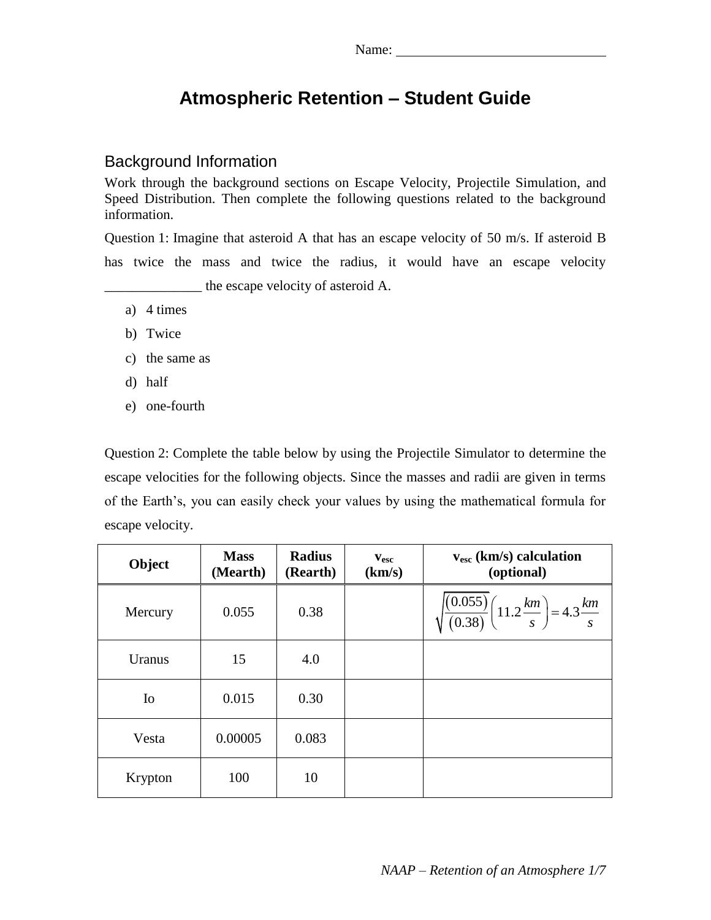Name: ______________________________

# Atmospheric Retention – Student Guide

## Background Information

Work through the background sections on Escape Velocity, Projectile Simulation, and Speed Distribution. Then complete the following questions related to the background information.

Question 1: Imagine that asteroid A that has an escape velocity of 50 m/s. If asteroid B has twice the mass and twice the radius, it would have an escape velocity ______________ the escape velocity of asteroid A.

a) 4 times
b) Twice
c) the same as
d) half
e) one-fourth

Question 2: Complete the table below by using the Projectile Simulator to determine the escape velocities for the following objects. Since the masses and radii are given in terms of the Earth's, you can easily check your values by using the mathematical formula for escape velocity.

| Object | Mass (Mearth) | Radius (Rearth) | $v_{esc}$ (km/s) | $v_{esc}$ (km/s) calculation (optional) |
|---|---|---|---|---|
| Mercury | 0.055 | 0.38 | | $\sqrt{\frac{(0.055)}{(0.38)}}\left(11.2\frac{km}{s}\right) = 4.3\frac{km}{s}$ |
| Uranus | 15 | 4.0 | | |
| Io | 0.015 | 0.30 | | |
| Vesta | 0.00005 | 0.083 | | |
| Krypton | 100 | 10 | | |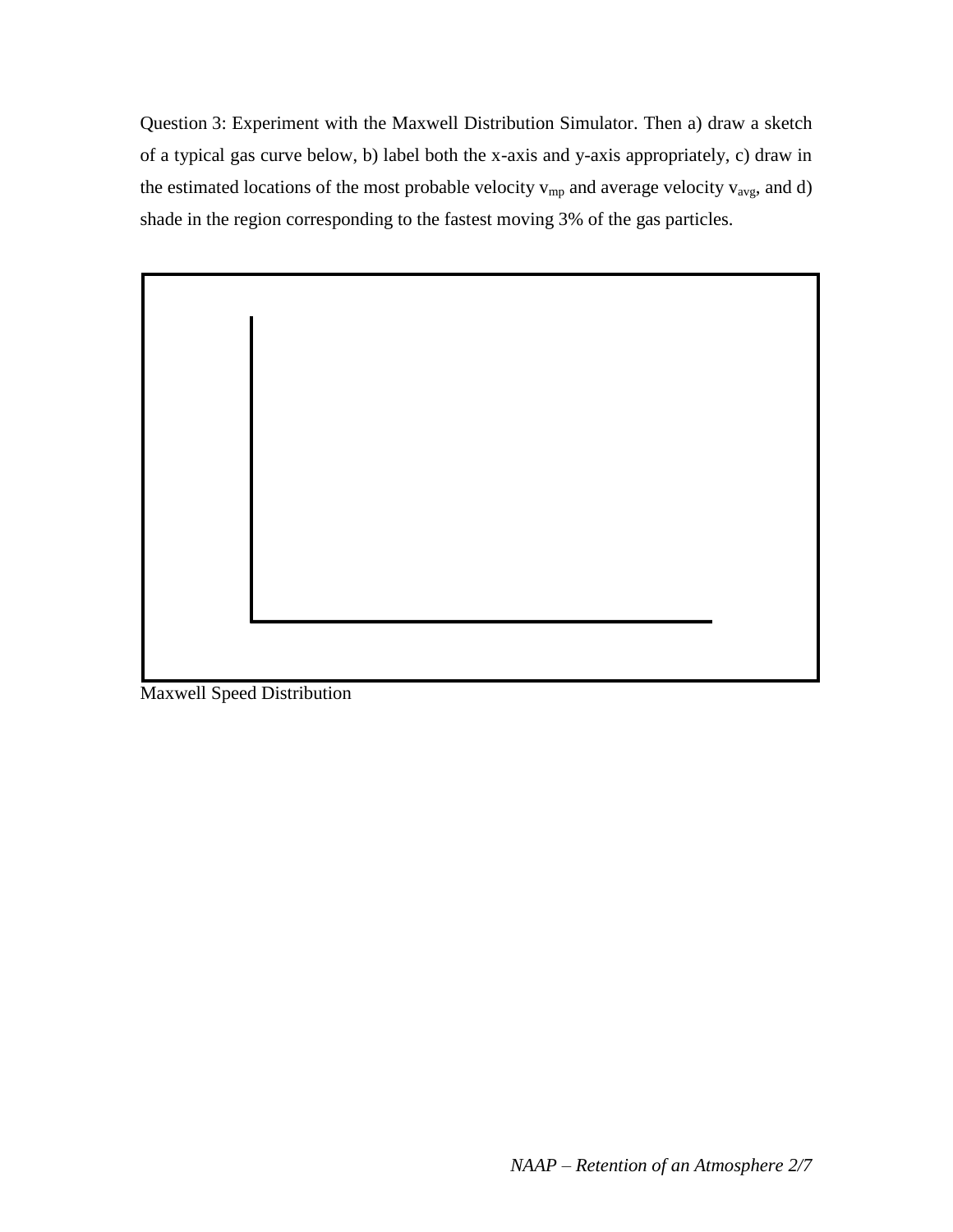Question 3: Experiment with the Maxwell Distribution Simulator. Then a) draw a sketch of a typical gas curve below, b) label both the x-axis and y-axis appropriately, c) draw in the estimated locations of the most probable velocity $v_{mp}$ and average velocity $v_{avg}$, and d) shade in the region corresponding to the fastest moving 3% of the gas particles.

Maxwell Speed Distribution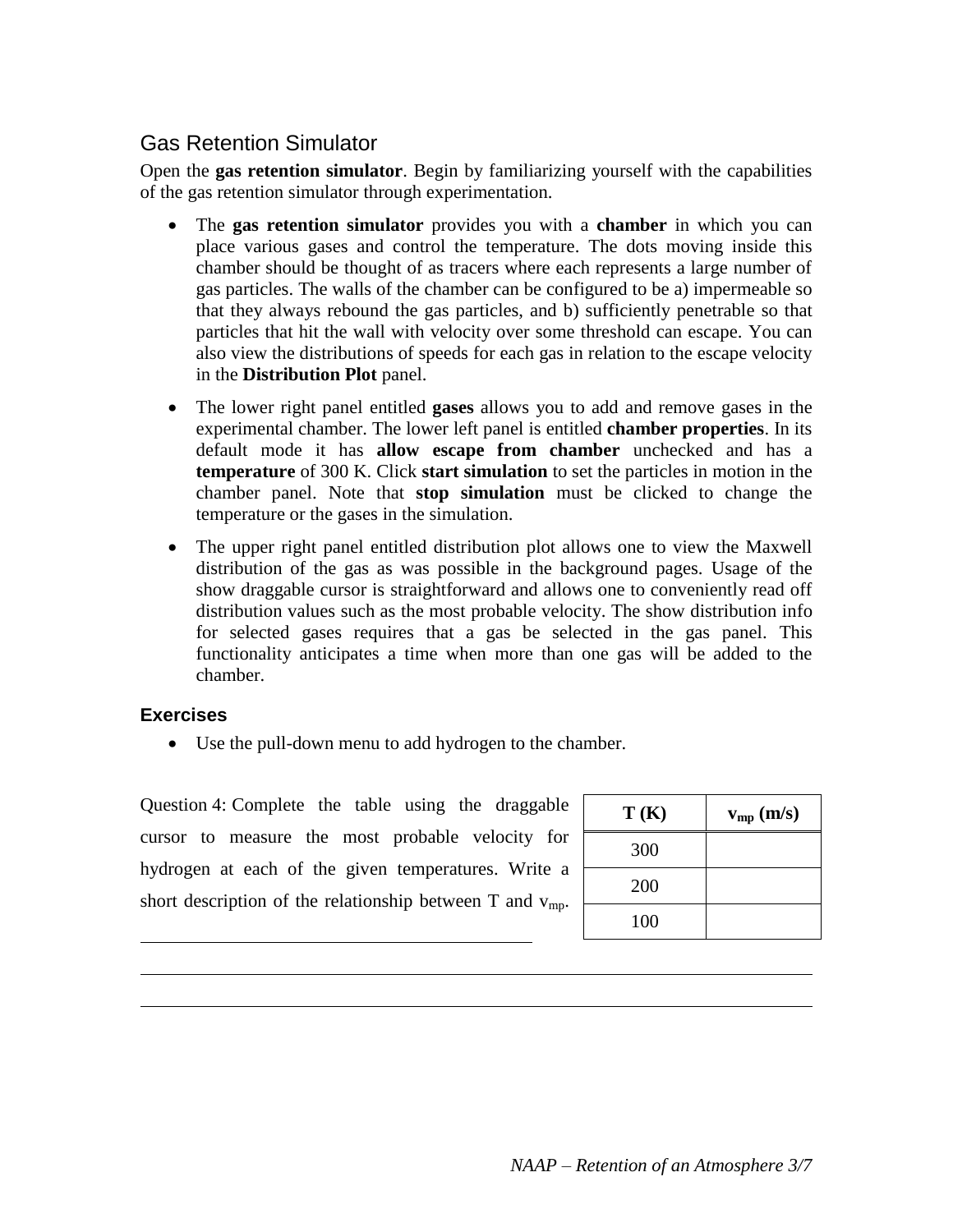## Gas Retention Simulator

Open the **gas retention simulator**. Begin by familiarizing yourself with the capabilities of the gas retention simulator through experimentation.

- The **gas retention simulator** provides you with a **chamber** in which you can place various gases and control the temperature. The dots moving inside this chamber should be thought of as tracers where each represents a large number of gas particles. The walls of the chamber can be configured to be a) impermeable so that they always rebound the gas particles, and b) sufficiently penetrable so that particles that hit the wall with velocity over some threshold can escape. You can also view the distributions of speeds for each gas in relation to the escape velocity in the **Distribution Plot** panel.
- The lower right panel entitled **gases** allows you to add and remove gases in the experimental chamber. The lower left panel is entitled **chamber properties**. In its default mode it has **allow escape from chamber** unchecked and has a **temperature** of 300 K. Click **start simulation** to set the particles in motion in the chamber panel. Note that **stop simulation** must be clicked to change the temperature or the gases in the simulation.
- The upper right panel entitled distribution plot allows one to view the Maxwell distribution of the gas as was possible in the background pages. Usage of the show draggable cursor is straightforward and allows one to conveniently read off distribution values such as the most probable velocity. The show distribution info for selected gases requires that a gas be selected in the gas panel. This functionality anticipates a time when more than one gas will be added to the chamber.

### Exercises

- Use the pull-down menu to add hydrogen to the chamber.

Question 4: Complete the table using the draggable cursor to measure the most probable velocity for hydrogen at each of the given temperatures. Write a short description of the relationship between T and $v_{mp}$.

| T (K) | $v_{mp}$ (m/s) |
|---|---|
| 300 | |
| 200 | |
| 100 | |

______________________________________________

______________________________________________

______________________________________________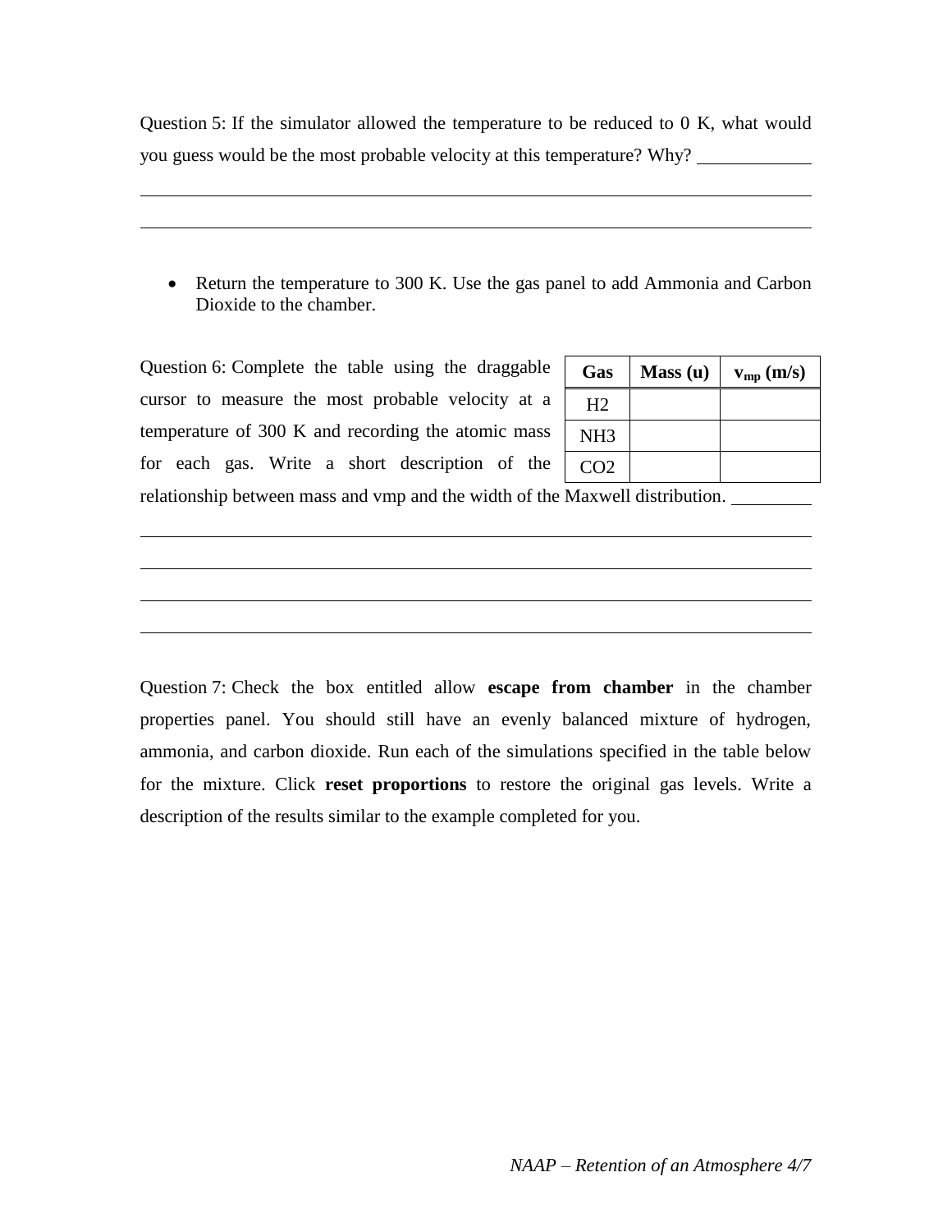Question 5: If the simulator allowed the temperature to be reduced to 0 K, what would you guess would be the most probable velocity at this temperature? Why? \_\_\_\_\_\_\_\_\_\_\_\_

\_\_\_\_\_\_\_\_\_\_\_\_\_\_\_\_\_\_\_\_\_\_\_\_\_\_\_\_\_\_\_\_\_\_\_\_\_\_\_\_\_\_\_\_\_\_\_\_\_\_\_\_\_\_\_\_\_\_\_\_\_\_\_\_\_\_\_\_\_\_\_\_\_\_\_\_

\_\_\_\_\_\_\_\_\_\_\_\_\_\_\_\_\_\_\_\_\_\_\_\_\_\_\_\_\_\_\_\_\_\_\_\_\_\_\_\_\_\_\_\_\_\_\_\_\_\_\_\_\_\_\_\_\_\_\_\_\_\_\_\_\_\_\_\_\_\_\_\_\_\_\_\_

- Return the temperature to 300 K. Use the gas panel to add Ammonia and Carbon Dioxide to the chamber.

Question 6: Complete the table using the draggable cursor to measure the most probable velocity at a temperature of 300 K and recording the atomic mass for each gas. Write a short description of the relationship between mass and vmp and the width of the Maxwell distribution. \_\_\_\_\_\_\_\_\_

| Gas | Mass (u) | $v_{mp}$ (m/s) |
|---|---|---|
| $H_2$ | | |
| $NH_3$ | | |
| $CO_2$ | | |

\_\_\_\_\_\_\_\_\_\_\_\_\_\_\_\_\_\_\_\_\_\_\_\_\_\_\_\_\_\_\_\_\_\_\_\_\_\_\_\_\_\_\_\_\_\_\_\_\_\_\_\_\_\_\_\_\_\_\_\_\_\_\_\_\_\_\_\_\_\_\_\_\_\_\_\_

\_\_\_\_\_\_\_\_\_\_\_\_\_\_\_\_\_\_\_\_\_\_\_\_\_\_\_\_\_\_\_\_\_\_\_\_\_\_\_\_\_\_\_\_\_\_\_\_\_\_\_\_\_\_\_\_\_\_\_\_\_\_\_\_\_\_\_\_\_\_\_\_\_\_\_\_

\_\_\_\_\_\_\_\_\_\_\_\_\_\_\_\_\_\_\_\_\_\_\_\_\_\_\_\_\_\_\_\_\_\_\_\_\_\_\_\_\_\_\_\_\_\_\_\_\_\_\_\_\_\_\_\_\_\_\_\_\_\_\_\_\_\_\_\_\_\_\_\_\_\_\_\_

\_\_\_\_\_\_\_\_\_\_\_\_\_\_\_\_\_\_\_\_\_\_\_\_\_\_\_\_\_\_\_\_\_\_\_\_\_\_\_\_\_\_\_\_\_\_\_\_\_\_\_\_\_\_\_\_\_\_\_\_\_\_\_\_\_\_\_\_\_\_\_\_\_\_\_\_

Question 7: Check the box entitled allow **escape from chamber** in the chamber properties panel. You should still have an evenly balanced mixture of hydrogen, ammonia, and carbon dioxide. Run each of the simulations specified in the table below for the mixture. Click **reset proportions** to restore the original gas levels. Write a description of the results similar to the example completed for you.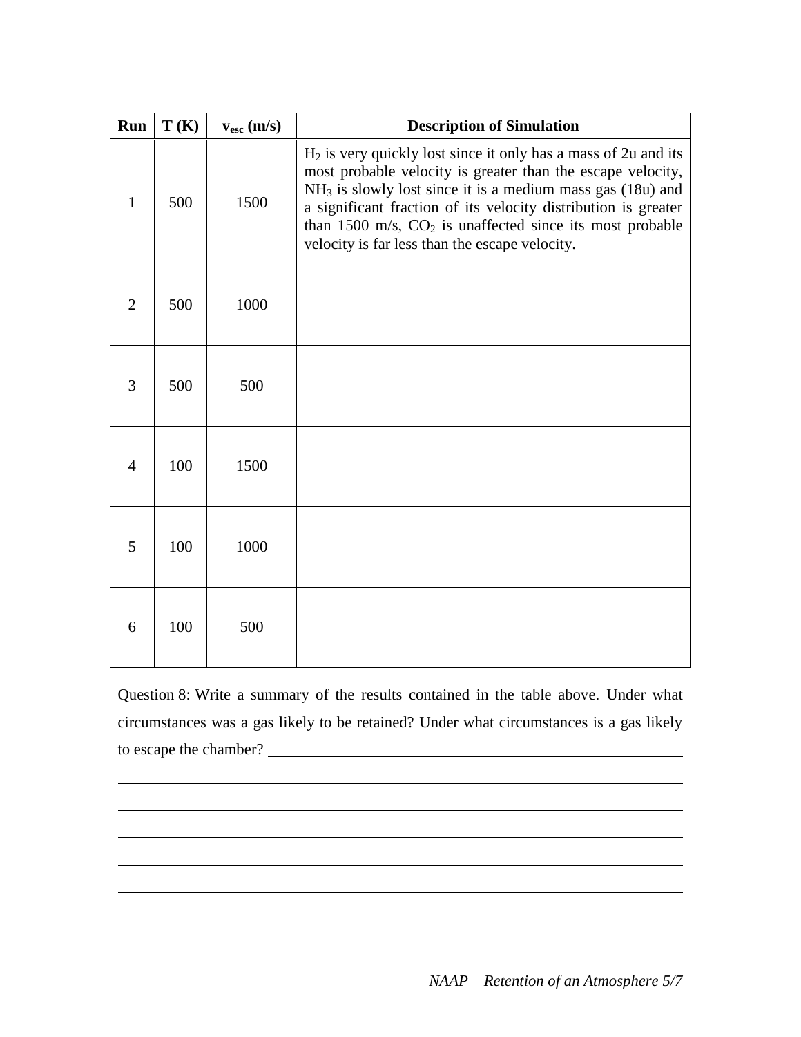| Run | T (K) | $v_{esc}$ (m/s) | Description of Simulation |
|---|---|---|---|
| 1 | 500 | 1500 | $H_2$ is very quickly lost since it only has a mass of 2u and its most probable velocity is greater than the escape velocity, $NH_3$ is slowly lost since it is a medium mass gas (18u) and a significant fraction of its velocity distribution is greater than 1500 m/s, $CO_2$ is unaffected since its most probable velocity is far less than the escape velocity. |
| 2 | 500 | 1000 | |
| 3 | 500 | 500 | |
| 4 | 100 | 1500 | |
| 5 | 100 | 1000 | |
| 6 | 100 | 500 | |

Question 8: Write a summary of the results contained in the table above. Under what circumstances was a gas likely to be retained? Under what circumstances is a gas likely to escape the chamber? ______________________________________________

______________________________________________

______________________________________________

______________________________________________

______________________________________________

______________________________________________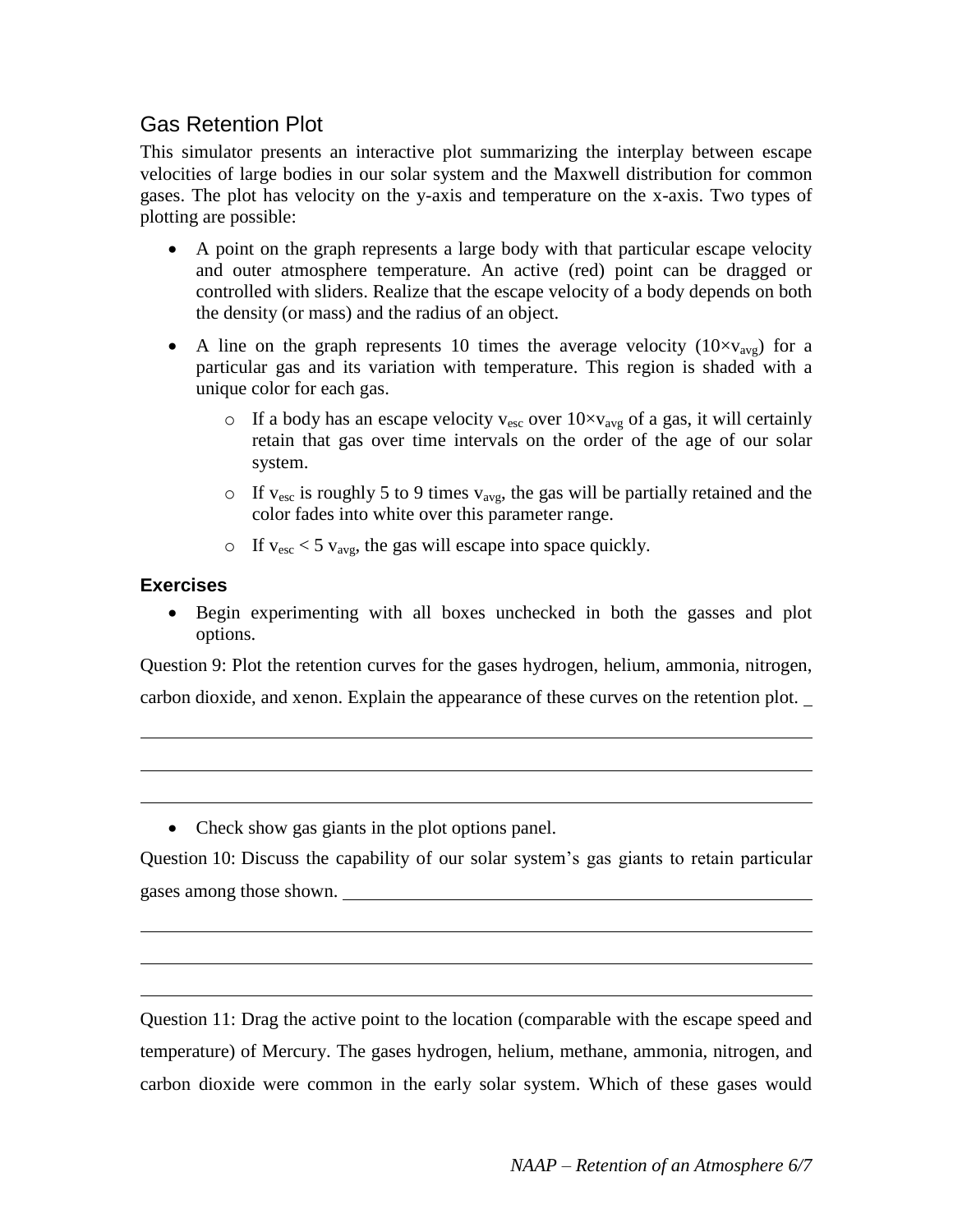## Gas Retention Plot

This simulator presents an interactive plot summarizing the interplay between escape velocities of large bodies in our solar system and the Maxwell distribution for common gases. The plot has velocity on the y-axis and temperature on the x-axis. Two types of plotting are possible:

- A point on the graph represents a large body with that particular escape velocity and outer atmosphere temperature. An active (red) point can be dragged or controlled with sliders. Realize that the escape velocity of a body depends on both the density (or mass) and the radius of an object.
- A line on the graph represents 10 times the average velocity ($10 \times v_{avg}$) for a particular gas and its variation with temperature. This region is shaded with a unique color for each gas.
  - If a body has an escape velocity $v_{esc}$ over $10 \times v_{avg}$ of a gas, it will certainly retain that gas over time intervals on the order of the age of our solar system.
  - If $v_{esc}$ is roughly 5 to 9 times $v_{avg}$, the gas will be partially retained and the color fades into white over this parameter range.
  - If $v_{esc} < 5\ v_{avg}$, the gas will escape into space quickly.

### Exercises

- Begin experimenting with all boxes unchecked in both the gasses and plot options.

Question 9: Plot the retention curves for the gases hydrogen, helium, ammonia, nitrogen, carbon dioxide, and xenon. Explain the appearance of these curves on the retention plot. ____

______________________________________________________________________

______________________________________________________________________

______________________________________________________________________

- Check show gas giants in the plot options panel.

Question 10: Discuss the capability of our solar system's gas giants to retain particular gases among those shown. ____

______________________________________________________________________

______________________________________________________________________

______________________________________________________________________

Question 11: Drag the active point to the location (comparable with the escape speed and temperature) of Mercury. The gases hydrogen, helium, methane, ammonia, nitrogen, and carbon dioxide were common in the early solar system. Which of these gases would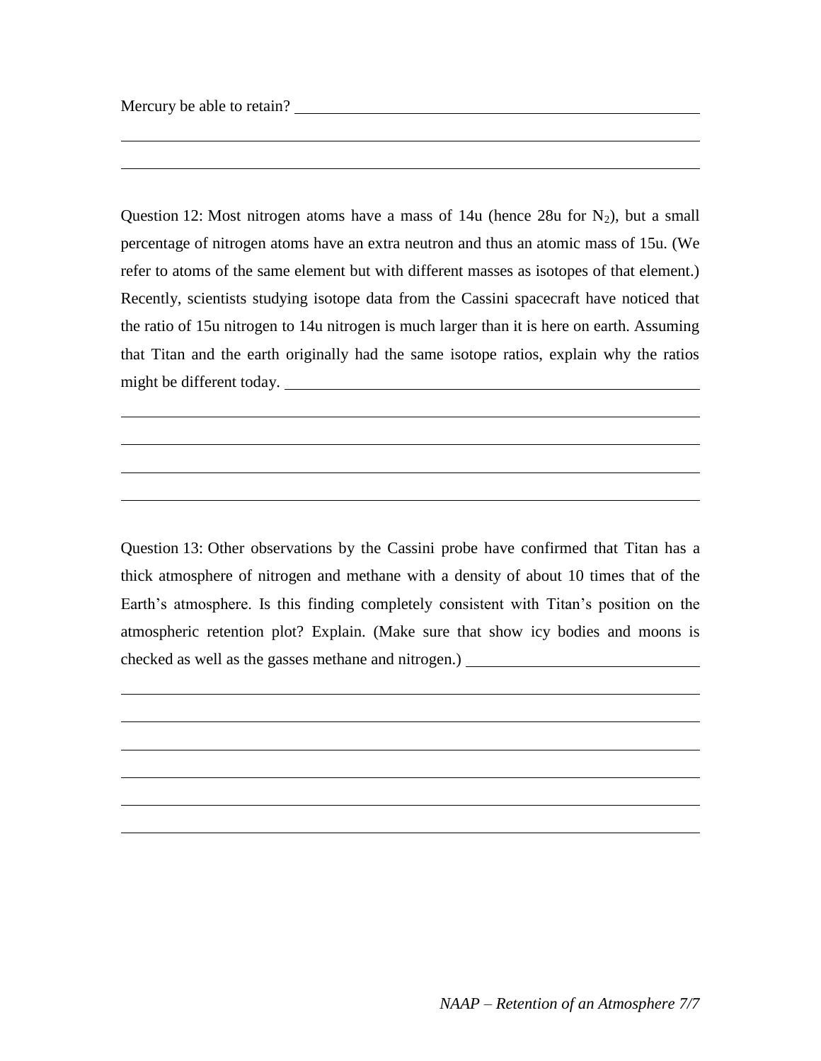Mercury be able to retain?

Question 12: Most nitrogen atoms have a mass of 14u (hence 28u for $N_2$), but a small percentage of nitrogen atoms have an extra neutron and thus an atomic mass of 15u. (We refer to atoms of the same element but with different masses as isotopes of that element.) Recently, scientists studying isotope data from the Cassini spacecraft have noticed that the ratio of 15u nitrogen to 14u nitrogen is much larger than it is here on earth. Assuming that Titan and the earth originally had the same isotope ratios, explain why the ratios might be different today.

Question 13: Other observations by the Cassini probe have confirmed that Titan has a thick atmosphere of nitrogen and methane with a density of about 10 times that of the Earth's atmosphere. Is this finding completely consistent with Titan's position on the atmospheric retention plot? Explain. (Make sure that show icy bodies and moons is checked as well as the gasses methane and nitrogen.)